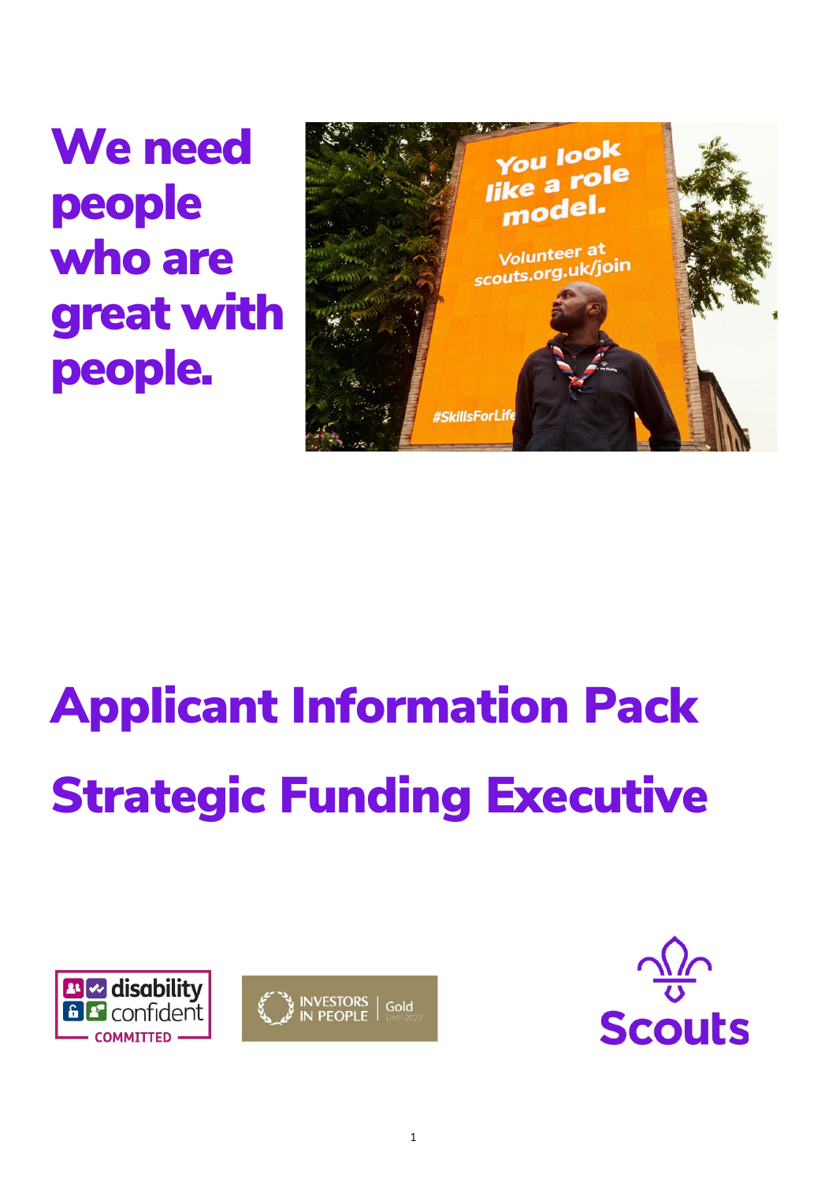# We need people who are great with people.

# Applicant Information Pack

# Strategic Funding Executive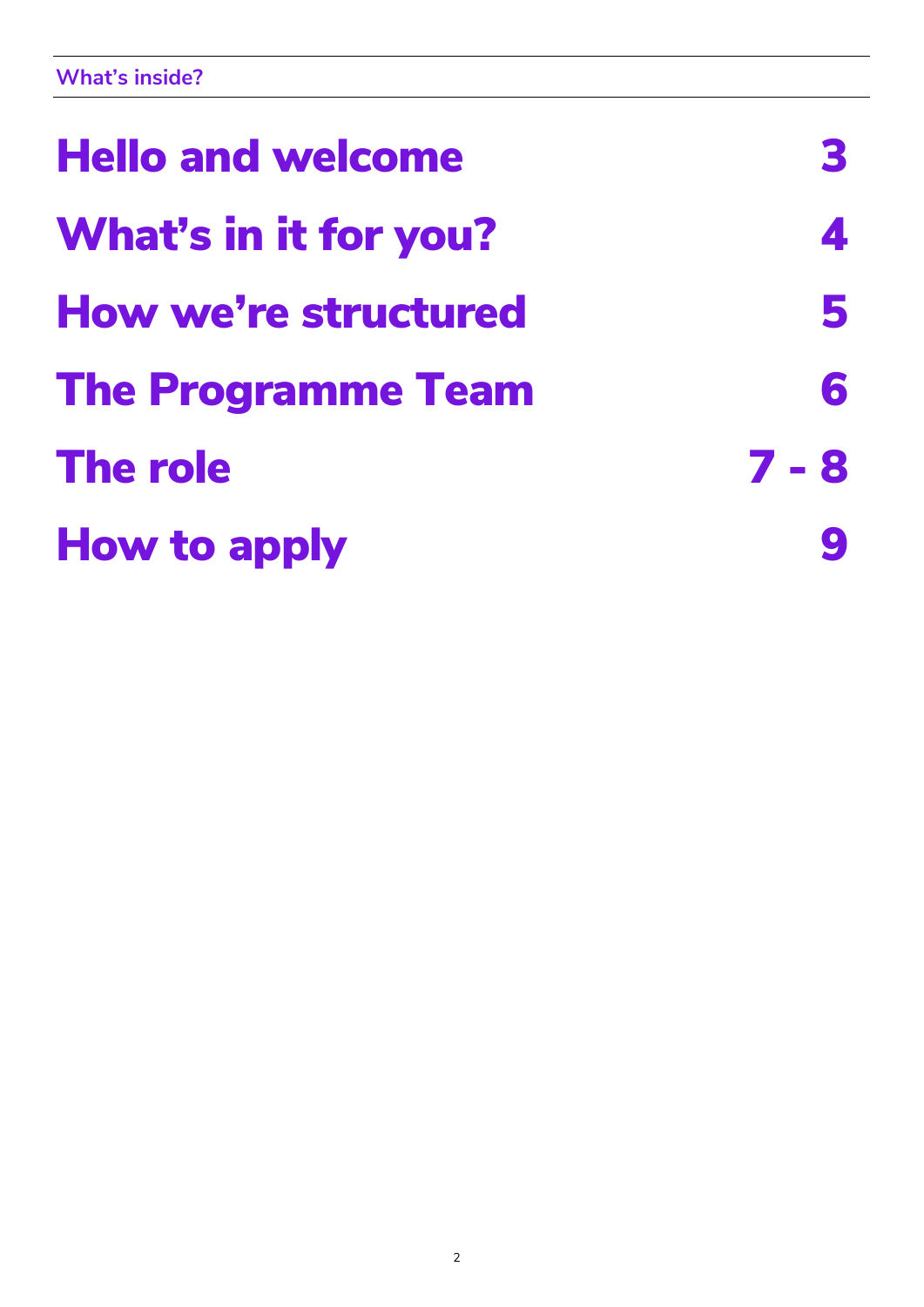## What's inside?

| | |
|---|---|
| **Hello and welcome** | **3** |
| **What's in it for you?** | **4** |
| **How we're structured** | **5** |
| **The Programme Team** | **6** |
| **The role** | **7 - 8** |
| **How to apply** | **9** |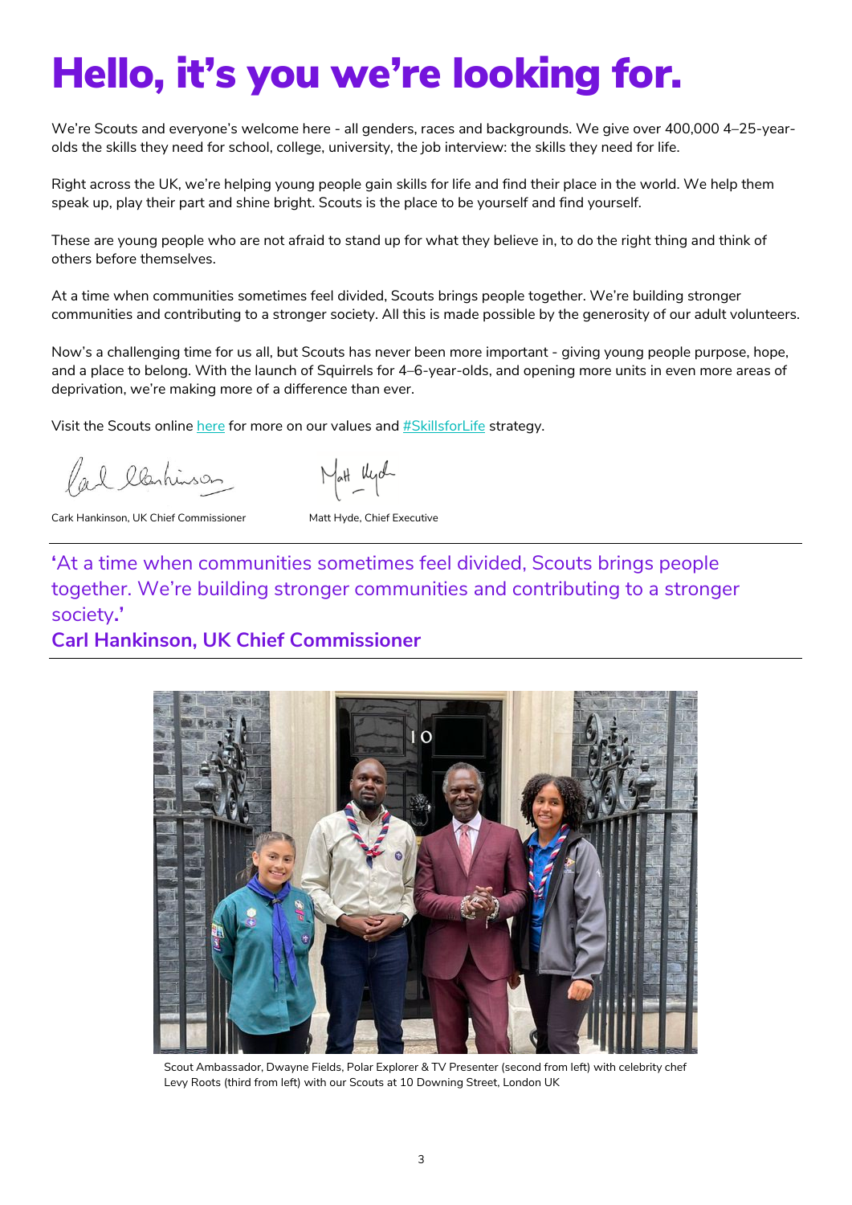# Hello, it's you we're looking for.

We're Scouts and everyone's welcome here - all genders, races and backgrounds. We give over 400,000 4–25-year-olds the skills they need for school, college, university, the job interview: the skills they need for life.

Right across the UK, we're helping young people gain skills for life and find their place in the world. We help them speak up, play their part and shine bright. Scouts is the place to be yourself and find yourself.

These are young people who are not afraid to stand up for what they believe in, to do the right thing and think of others before themselves.

At a time when communities sometimes feel divided, Scouts brings people together. We're building stronger communities and contributing to a stronger society. All this is made possible by the generosity of our adult volunteers.

Now's a challenging time for us all, but Scouts has never been more important - giving young people purpose, hope, and a place to belong. With the launch of Squirrels for 4–6-year-olds, and opening more units in even more areas of deprivation, we're making more of a difference than ever.

Visit the Scouts online here for more on our values and #SkillsforLife strategy.

Cark Hankinson, UK Chief Commissioner

Matt Hyde, Chief Executive

---

**'**At a time when communities sometimes feel divided, Scouts brings people together. We're building stronger communities and contributing to a stronger society**.'**

**Carl Hankinson, UK Chief Commissioner**

---

Scout Ambassador, Dwayne Fields, Polar Explorer & TV Presenter (second from left) with celebrity chef Levy Roots (third from left) with our Scouts at 10 Downing Street, London UK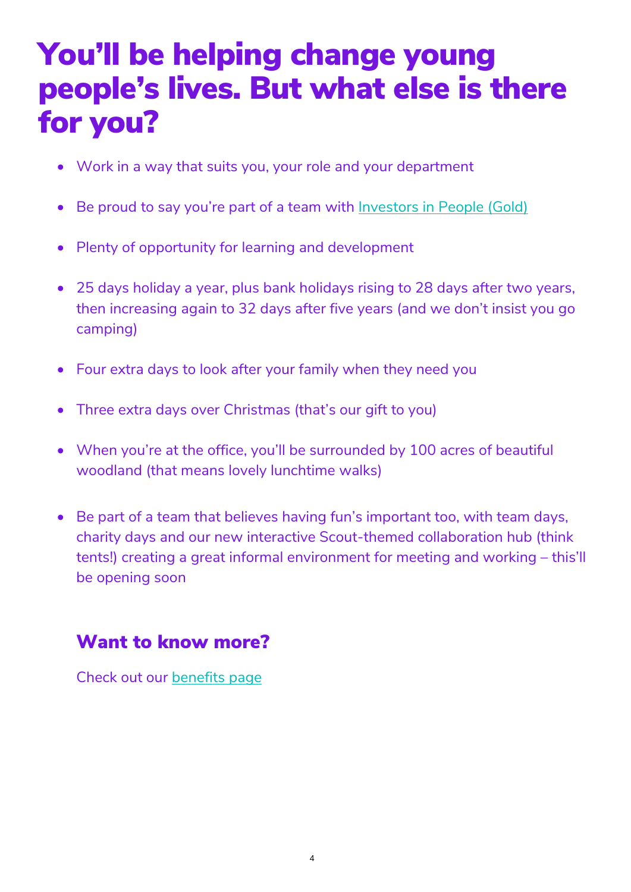# You'll be helping change young people's lives. But what else is there for you?

- Work in a way that suits you, your role and your department
- Be proud to say you're part of a team with [Investors in People (Gold)]
- Plenty of opportunity for learning and development
- 25 days holiday a year, plus bank holidays rising to 28 days after two years, then increasing again to 32 days after five years (and we don't insist you go camping)
- Four extra days to look after your family when they need you
- Three extra days over Christmas (that's our gift to you)
- When you're at the office, you'll be surrounded by 100 acres of beautiful woodland (that means lovely lunchtime walks)
- Be part of a team that believes having fun's important too, with team days, charity days and our new interactive Scout-themed collaboration hub (think tents!) creating a great informal environment for meeting and working – this'll be opening soon

## Want to know more?

Check out our [benefits page]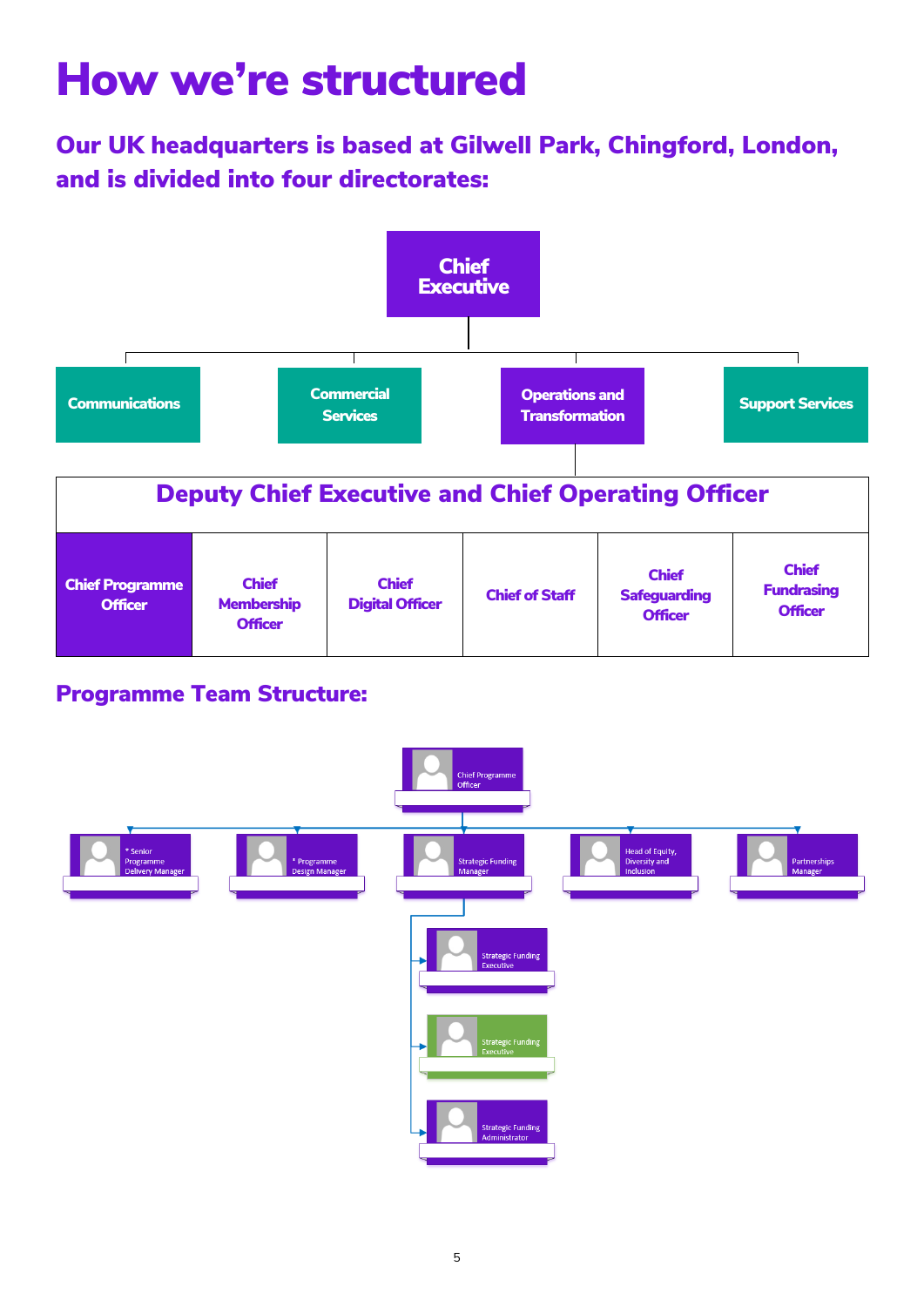# How we're structured

## Our UK headquarters is based at Gilwell Park, Chingford, London, and is divided into four directorates:

**Chief Executive**

- Communications
- Commercial Services
- Operations and Transformation
- Support Services

| Deputy Chief Executive and Chief Operating Officer | | | | | |
|---|---|---|---|---|---|
| Chief Programme Officer | Chief Membership Officer | Chief Digital Officer | Chief of Staff | Chief Safeguarding Officer | Chief Fundraising Officer |

## Programme Team Structure:

- Chief Programme Officer
  - * Senior Programme Delivery Manager
  - * Programme Design Manager
  - Strategic Funding Manager
    - Strategic Funding Executive
    - Strategic Funding Executive
    - Strategic Funding Administrator
  - Head of Equity, Diversity and Inclusion
  - Partnerships Manager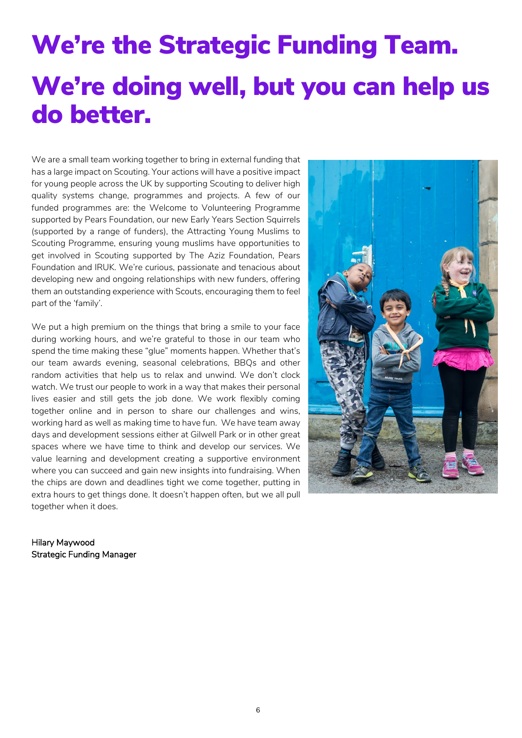# We're the Strategic Funding Team.

# We're doing well, but you can help us do better.

We are a small team working together to bring in external funding that has a large impact on Scouting. Your actions will have a positive impact for young people across the UK by supporting Scouting to deliver high quality systems change, programmes and projects. A few of our funded programmes are: the Welcome to Volunteering Programme supported by Pears Foundation, our new Early Years Section Squirrels (supported by a range of funders), the Attracting Young Muslims to Scouting Programme, ensuring young muslims have opportunities to get involved in Scouting supported by The Aziz Foundation, Pears Foundation and IRUK. We're curious, passionate and tenacious about developing new and ongoing relationships with new funders, offering them an outstanding experience with Scouts, encouraging them to feel part of the 'family'.

We put a high premium on the things that bring a smile to your face during working hours, and we're grateful to those in our team who spend the time making these "glue" moments happen. Whether that's our team awards evening, seasonal celebrations, BBQs and other random activities that help us to relax and unwind. We don't clock watch. We trust our people to work in a way that makes their personal lives easier and still gets the job done. We work flexibly coming together online and in person to share our challenges and wins, working hard as well as making time to have fun. We have team away days and development sessions either at Gilwell Park or in other great spaces where we have time to think and develop our services. We value learning and development creating a supportive environment where you can succeed and gain new insights into fundraising. When the chips are down and deadlines tight we come together, putting in extra hours to get things done. It doesn't happen often, but we all pull together when it does.

Hilary Maywood
Strategic Funding Manager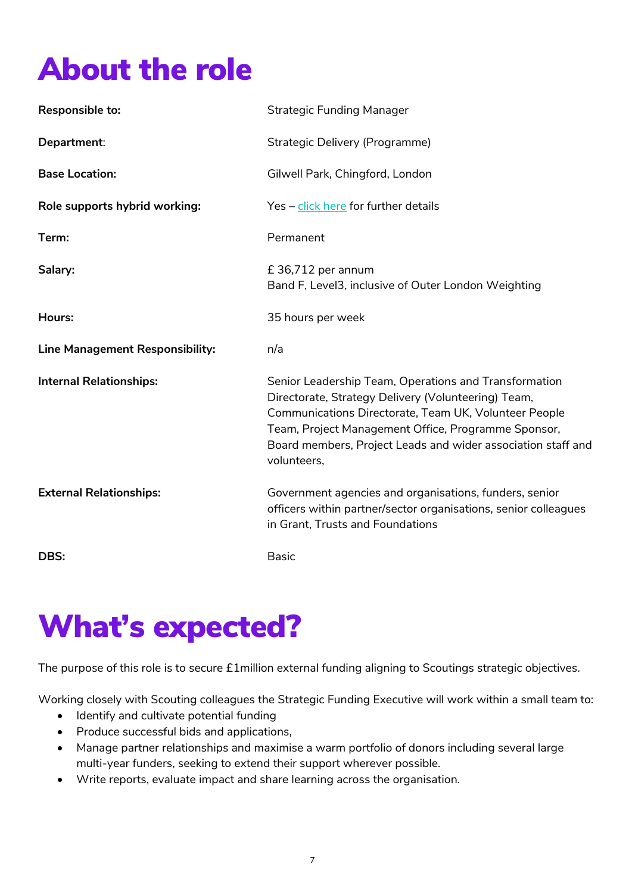# About the role

| | |
|---|---|
| **Responsible to:** | Strategic Funding Manager |
| **Department**: | Strategic Delivery (Programme) |
| **Base Location:** | Gilwell Park, Chingford, London |
| **Role supports hybrid working:** | Yes – click here for further details |
| **Term:** | Permanent |
| **Salary:** | £ 36,712 per annum<br>Band F, Level3, inclusive of Outer London Weighting |
| **Hours:** | 35 hours per week |
| **Line Management Responsibility:** | n/a |
| **Internal Relationships:** | Senior Leadership Team, Operations and Transformation Directorate, Strategy Delivery (Volunteering) Team, Communications Directorate, Team UK, Volunteer People Team, Project Management Office, Programme Sponsor, Board members, Project Leads and wider association staff and volunteers, |
| **External Relationships:** | Government agencies and organisations, funders, senior officers within partner/sector organisations, senior colleagues in Grant, Trusts and Foundations |
| **DBS:** | Basic |

# What's expected?

The purpose of this role is to secure £1million external funding aligning to Scoutings strategic objectives.

Working closely with Scouting colleagues the Strategic Funding Executive will work within a small team to:

- Identify and cultivate potential funding
- Produce successful bids and applications,
- Manage partner relationships and maximise a warm portfolio of donors including several large multi-year funders, seeking to extend their support wherever possible.
- Write reports, evaluate impact and share learning across the organisation.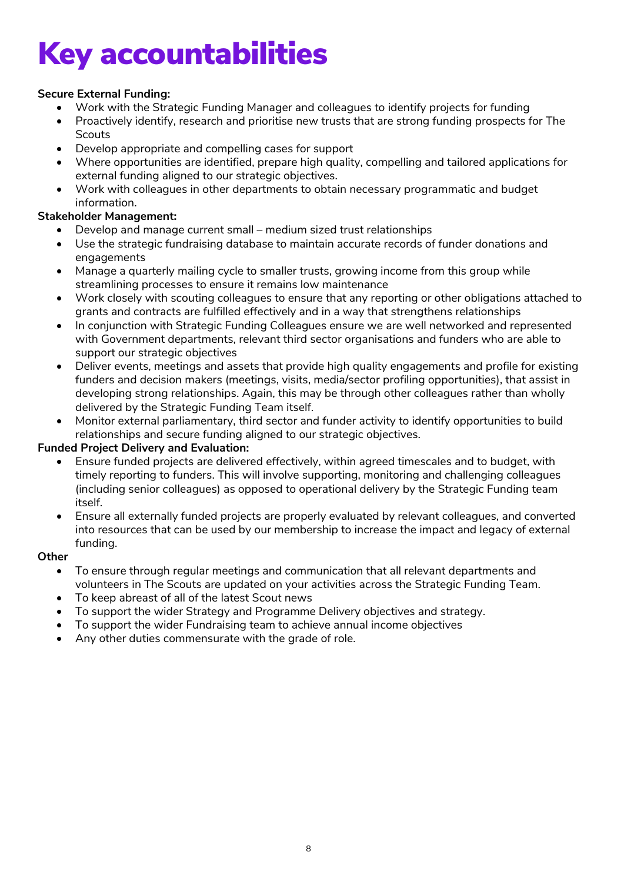# Key accountabilities

**Secure External Funding:**

- Work with the Strategic Funding Manager and colleagues to identify projects for funding
- Proactively identify, research and prioritise new trusts that are strong funding prospects for The Scouts
- Develop appropriate and compelling cases for support
- Where opportunities are identified, prepare high quality, compelling and tailored applications for external funding aligned to our strategic objectives.
- Work with colleagues in other departments to obtain necessary programmatic and budget information.

**Stakeholder Management:**

- Develop and manage current small – medium sized trust relationships
- Use the strategic fundraising database to maintain accurate records of funder donations and engagements
- Manage a quarterly mailing cycle to smaller trusts, growing income from this group while streamlining processes to ensure it remains low maintenance
- Work closely with scouting colleagues to ensure that any reporting or other obligations attached to grants and contracts are fulfilled effectively and in a way that strengthens relationships
- In conjunction with Strategic Funding Colleagues ensure we are well networked and represented with Government departments, relevant third sector organisations and funders who are able to support our strategic objectives
- Deliver events, meetings and assets that provide high quality engagements and profile for existing funders and decision makers (meetings, visits, media/sector profiling opportunities), that assist in developing strong relationships. Again, this may be through other colleagues rather than wholly delivered by the Strategic Funding Team itself.
- Monitor external parliamentary, third sector and funder activity to identify opportunities to build relationships and secure funding aligned to our strategic objectives.

**Funded Project Delivery and Evaluation:**

- Ensure funded projects are delivered effectively, within agreed timescales and to budget, with timely reporting to funders. This will involve supporting, monitoring and challenging colleagues (including senior colleagues) as opposed to operational delivery by the Strategic Funding team itself.
- Ensure all externally funded projects are properly evaluated by relevant colleagues, and converted into resources that can be used by our membership to increase the impact and legacy of external funding.

**Other**

- To ensure through regular meetings and communication that all relevant departments and volunteers in The Scouts are updated on your activities across the Strategic Funding Team.
- To keep abreast of all of the latest Scout news
- To support the wider Strategy and Programme Delivery objectives and strategy.
- To support the wider Fundraising team to achieve annual income objectives
- Any other duties commensurate with the grade of role.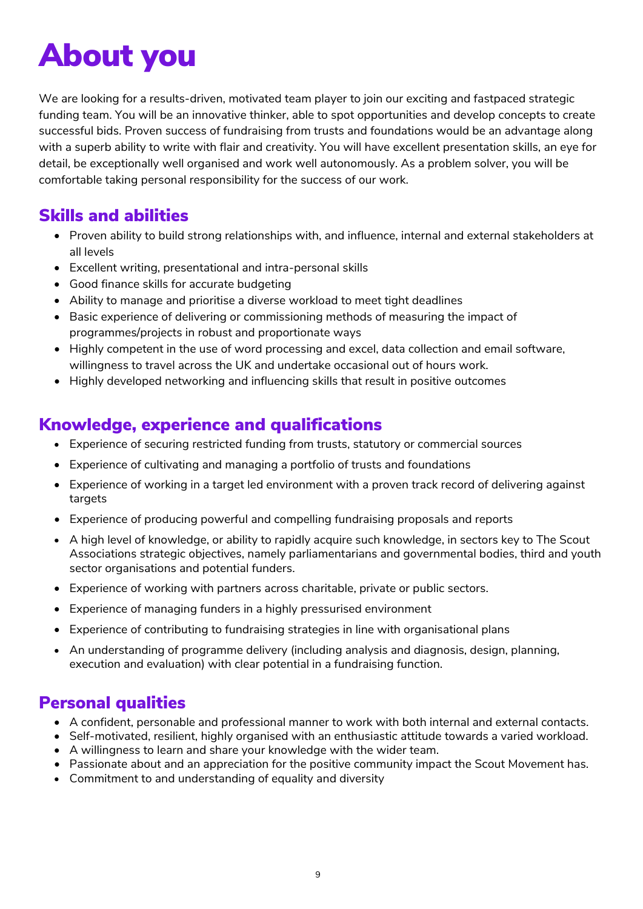# About you

We are looking for a results-driven, motivated team player to join our exciting and fastpaced strategic funding team. You will be an innovative thinker, able to spot opportunities and develop concepts to create successful bids. Proven success of fundraising from trusts and foundations would be an advantage along with a superb ability to write with flair and creativity. You will have excellent presentation skills, an eye for detail, be exceptionally well organised and work well autonomously. As a problem solver, you will be comfortable taking personal responsibility for the success of our work.

## Skills and abilities

- Proven ability to build strong relationships with, and influence, internal and external stakeholders at all levels
- Excellent writing, presentational and intra-personal skills
- Good finance skills for accurate budgeting
- Ability to manage and prioritise a diverse workload to meet tight deadlines
- Basic experience of delivering or commissioning methods of measuring the impact of programmes/projects in robust and proportionate ways
- Highly competent in the use of word processing and excel, data collection and email software, willingness to travel across the UK and undertake occasional out of hours work.
- Highly developed networking and influencing skills that result in positive outcomes

## Knowledge, experience and qualifications

- Experience of securing restricted funding from trusts, statutory or commercial sources
- Experience of cultivating and managing a portfolio of trusts and foundations
- Experience of working in a target led environment with a proven track record of delivering against targets
- Experience of producing powerful and compelling fundraising proposals and reports
- A high level of knowledge, or ability to rapidly acquire such knowledge, in sectors key to The Scout Associations strategic objectives, namely parliamentarians and governmental bodies, third and youth sector organisations and potential funders.
- Experience of working with partners across charitable, private or public sectors.
- Experience of managing funders in a highly pressurised environment
- Experience of contributing to fundraising strategies in line with organisational plans
- An understanding of programme delivery (including analysis and diagnosis, design, planning, execution and evaluation) with clear potential in a fundraising function.

## Personal qualities

- A confident, personable and professional manner to work with both internal and external contacts.
- Self-motivated, resilient, highly organised with an enthusiastic attitude towards a varied workload.
- A willingness to learn and share your knowledge with the wider team.
- Passionate about and an appreciation for the positive community impact the Scout Movement has.
- Commitment to and understanding of equality and diversity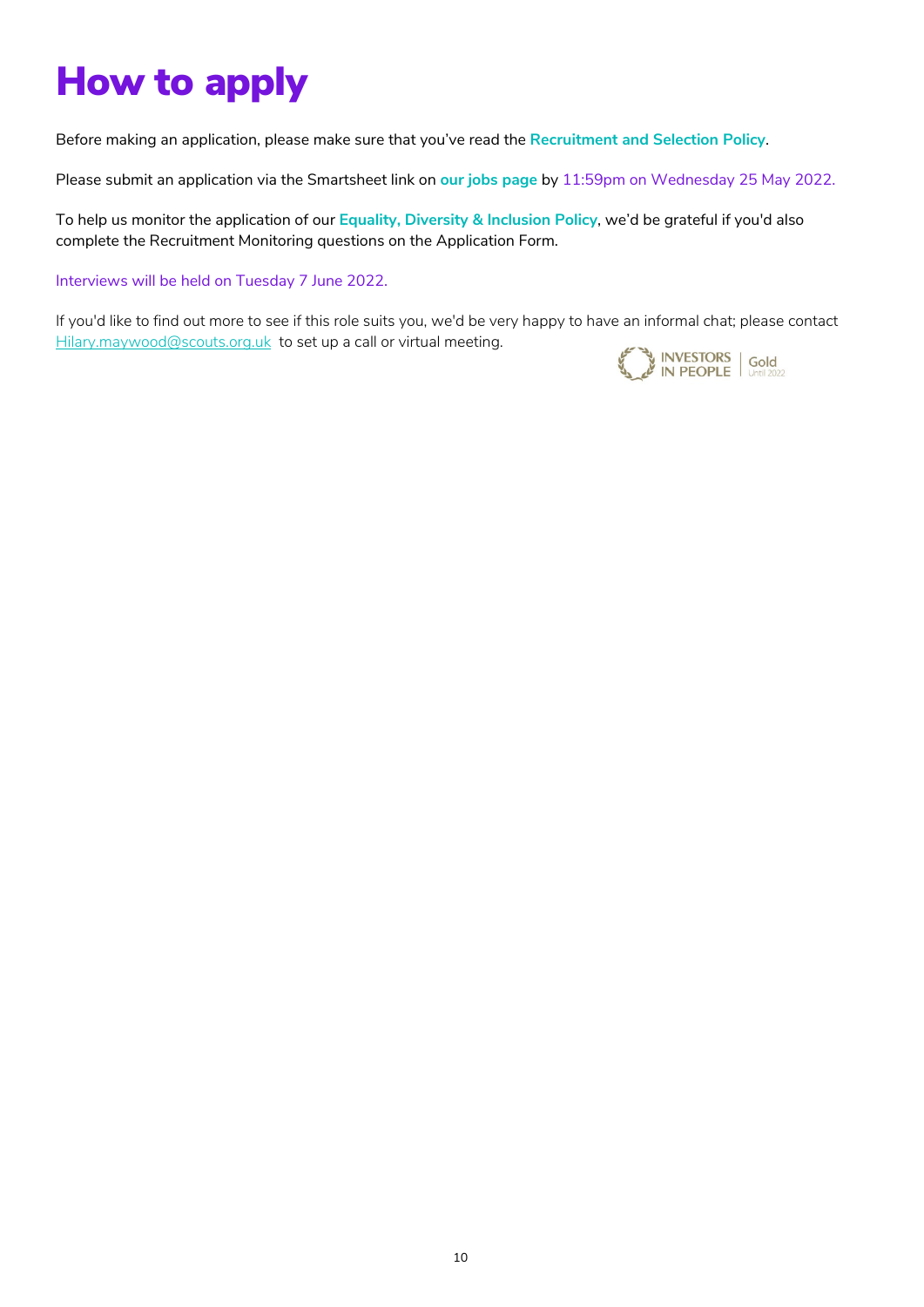# How to apply

Before making an application, please make sure that you've read the **Recruitment and Selection Policy**.

Please submit an application via the Smartsheet link on **our jobs page** by 11:59pm on Wednesday 25 May 2022.

To help us monitor the application of our **Equality, Diversity & Inclusion Policy**, we'd be grateful if you'd also complete the Recruitment Monitoring questions on the Application Form.

Interviews will be held on Tuesday 7 June 2022.

If you'd like to find out more to see if this role suits you, we'd be very happy to have an informal chat; please contact Hilary.maywood@scouts.org.uk to set up a call or virtual meeting.

INVESTORS IN PEOPLE | Gold Until 2022